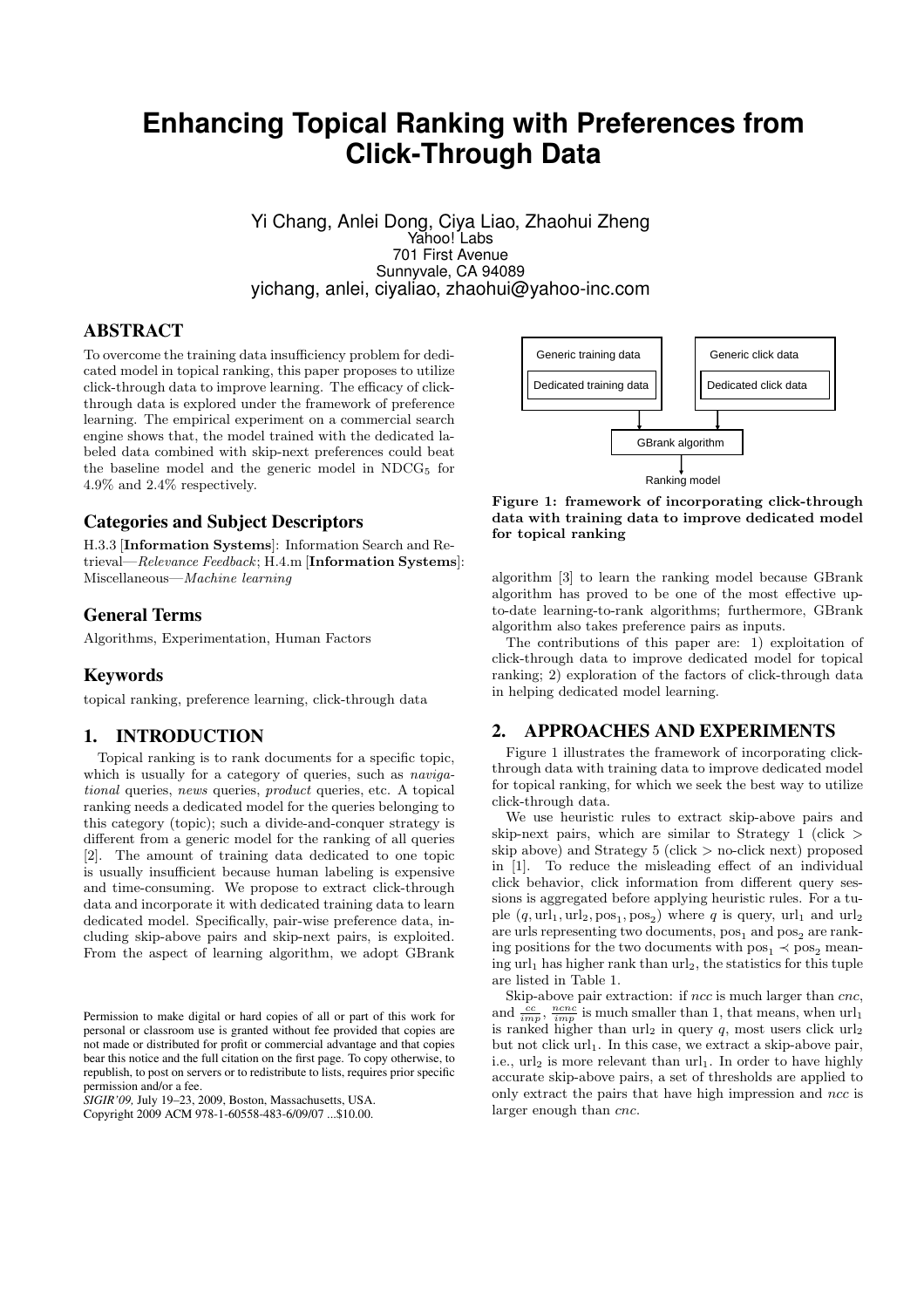# Enhancing Topical Ranking with Preferences from Click-Through Data

Yi Chang, Anlei Dong, Ciya Liao, Zhaohui Zheng
Yahoo! Labs
701 First Avenue
Sunnyvale, CA 94089
yichang, anlei, ciyaliao, zhaohui@yahoo-inc.com

## ABSTRACT

To overcome the training data insufficiency problem for dedicated model in topical ranking, this paper proposes to utilize click-through data to improve learning. The efficacy of click-through data is explored under the framework of preference learning. The empirical experiment on a commercial search engine shows that, the model trained with the dedicated labeled data combined with skip-next preferences could beat the baseline model and the generic model in $\text{NDCG}_5$ for 4.9% and 2.4% respectively.

## Categories and Subject Descriptors

H.3.3 [**Information Systems**]: Information Search and Retrieval—*Relevance Feedback*; H.4.m [**Information Systems**]: Miscellaneous—*Machine learning*

## General Terms

Algorithms, Experimentation, Human Factors

## Keywords

topical ranking, preference learning, click-through data

## 1. INTRODUCTION

Topical ranking is to rank documents for a specific topic, which is usually for a category of queries, such as *navigational* queries, *news* queries, *product* queries, etc. A topical ranking needs a dedicated model for the queries belonging to this category (topic); such a divide-and-conquer strategy is different from a generic model for the ranking of all queries [2]. The amount of training data dedicated to one topic is usually insufficient because human labeling is expensive and time-consuming. We propose to extract click-through data and incorporate it with dedicated training data to learn dedicated model. Specifically, pair-wise preference data, including skip-above pairs and skip-next pairs, is exploited. From the aspect of learning algorithm, we adopt GBrank algorithm [3] to learn the ranking model because GBrank algorithm has proved to be one of the most effective up-to-date learning-to-rank algorithms; furthermore, GBrank algorithm also takes preference pairs as inputs.

The contributions of this paper are: 1) exploitation of click-through data to improve dedicated model for topical ranking; 2) exploration of the factors of click-through data in helping dedicated model learning.

Permission to make digital or hard copies of all or part of this work for personal or classroom use is granted without fee provided that copies are not made or distributed for profit or commercial advantage and that copies bear this notice and the full citation on the first page. To copy otherwise, to republish, to post on servers or to redistribute to lists, requires prior specific permission and/or a fee.
*SIGIR'09,* July 19–23, 2009, Boston, Massachusetts, USA.
Copyright 2009 ACM 978-1-60558-483-6/09/07 ...$10.00.

Generic training data | Dedicated training data | Generic click data | Dedicated click data | GBrank algorithm | Ranking model

**Figure 1: framework of incorporating click-through data with training data to improve dedicated model for topical ranking**

## 2. APPROACHES AND EXPERIMENTS

Figure 1 illustrates the framework of incorporating click-through data with training data to improve dedicated model for topical ranking, for which we seek the best way to utilize click-through data.

We use heuristic rules to extract skip-above pairs and skip-next pairs, which are similar to Strategy 1 (click > skip above) and Strategy 5 (click > no-click next) proposed in [1]. To reduce the misleading effect of an individual click behavior, click information from different query sessions is aggregated before applying heuristic rules. For a tuple $(q, \text{url}_1, \text{url}_2, \text{pos}_1, \text{pos}_2)$ where $q$ is query, $\text{url}_1$ and $\text{url}_2$ are urls representing two documents, $\text{pos}_1$ and $\text{pos}_2$ are ranking positions for the two documents with $\text{pos}_1 \prec \text{pos}_2$ meaning $\text{url}_1$ has higher rank than $\text{url}_2$, the statistics for this tuple are listed in Table 1.

Skip-above pair extraction: if *ncc* is much larger than *cnc*, and $\frac{cc}{imp}$, $\frac{ncnc}{imp}$ is much smaller than 1, that means, when $\text{url}_1$ is ranked higher than $\text{url}_2$ in query $q$, most users click $\text{url}_2$ but not click $\text{url}_1$. In this case, we extract a skip-above pair, i.e., $\text{url}_2$ is more relevant than $\text{url}_1$. In order to have highly accurate skip-above pairs, a set of thresholds are applied to only extract the pairs that have high impression and *ncc* is larger enough than *cnc*.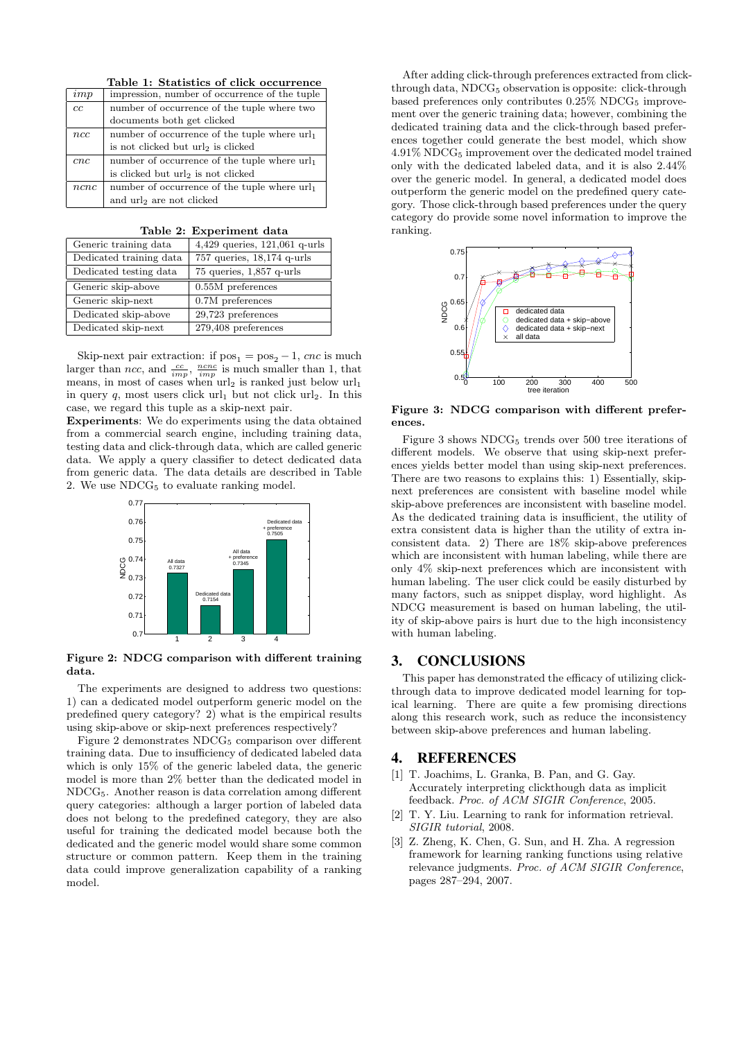**Table 1: Statistics of click occurrence**

| | |
|---|---|
| $imp$ | impression, number of occurrence of the tuple |
| $cc$ | number of occurrence of the tuple where two documents both get clicked |
| $ncc$ | number of occurrence of the tuple where $url_1$ is not clicked but $url_2$ is clicked |
| $cnc$ | number of occurrence of the tuple where $url_1$ is clicked but $url_2$ is not clicked |
| $ncnc$ | number of occurrence of the tuple where $url_1$ and $url_2$ are not clicked |

**Table 2: Experiment data**

| | |
|---|---|
| Generic training data | 4,429 queries, 121,061 q-urls |
| Dedicated training data | 757 queries, 18,174 q-urls |
| Dedicated testing data | 75 queries, 1,857 q-urls |
| Generic skip-above | 0.55M preferences |
| Generic skip-next | 0.7M preferences |
| Dedicated skip-above | 29,723 preferences |
| Dedicated skip-next | 279,408 preferences |

Skip-next pair extraction: if $pos_1 = pos_2 - 1$, $cnc$ is much larger than $ncc$, and $\frac{cc}{imp}$, $\frac{ncnc}{imp}$ is much smaller than 1, that means, in most of cases when $url_2$ is ranked just below $url_1$ in query $q$, most users click $url_1$ but not click $url_2$. In this case, we regard this tuple as a skip-next pair.

**Experiments**: We do experiments using the data obtained from a commercial search engine, including training data, testing data and click-through data, which are called generic data. We apply a query classifier to detect dedicated data from generic data. The data details are described in Table 2. We use $NDCG_5$ to evaluate ranking model.

NDCG
All data 0.7327
Dedicated data 0.7154
All data + preference 0.7345
Dedicated data + preference 0.7505
1 2 3 4

**Figure 2: NDCG comparison with different training data.**

The experiments are designed to address two questions: 1) can a dedicated model outperform generic model on the predefined query category? 2) what is the empirical results using skip-above or skip-next preferences respectively?

Figure 2 demonstrates $NDCG_5$ comparison over different training data. Due to insufficiency of dedicated labeled data which is only 15% of the generic labeled data, the generic model is more than 2% better than the dedicated model in $NDCG_5$. Another reason is data correlation among different query categories: although a larger portion of labeled data does not belong to the predefined category, they are also useful for training the dedicated model because both the dedicated and the generic model would share some common structure or common pattern. Keep them in the training data could improve generalization capability of a ranking model.

After adding click-through preferences extracted from click-through data, $NDCG_5$ observation is opposite: click-through based preferences only contributes 0.25% $NDCG_5$ improvement over the generic training data; however, combining the dedicated training data and the click-through based preferences together could generate the best model, which show 4.91% $NDCG_5$ improvement over the dedicated model trained only with the dedicated labeled data, and it is also 2.44% over the generic model. In general, a dedicated model does outperform the generic model on the predefined query category. Those click-through based preferences under the query category do provide some novel information to improve the ranking.

NDCG
tree iteration
dedicated data
dedicated data + skip−above
dedicated data + skip−next
all data

**Figure 3: NDCG comparison with different preferences.**

Figure 3 shows $NDCG_5$ trends over 500 tree iterations of different models. We observe that using skip-next preferences yields better model than using skip-next preferences. There are two reasons to explains this: 1) Essentially, skip-next preferences are consistent with baseline model while skip-above preferences are inconsistent with baseline model. As the dedicated training data is insufficient, the utility of extra consistent data is higher than the utility of extra inconsistent data. 2) There are 18% skip-above preferences which are inconsistent with human labeling, while there are only 4% skip-next preferences which are inconsistent with human labeling. The user click could be easily disturbed by many factors, such as snippet display, word highlight. As NDCG measurement is based on human labeling, the utility of skip-above pairs is hurt due to the high inconsistency with human labeling.

## 3. CONCLUSIONS

This paper has demonstrated the efficacy of utilizing click-through data to improve dedicated model learning for topical learning. There are quite a few promising directions along this research work, such as reduce the inconsistency between skip-above preferences and human labeling.

## 4. REFERENCES

[1] T. Joachims, L. Granka, B. Pan, and G. Gay. Accurately interpreting clickthough data as implicit feedback. *Proc. of ACM SIGIR Conference*, 2005.

[2] T. Y. Liu. Learning to rank for information retrieval. *SIGIR tutorial*, 2008.

[3] Z. Zheng, K. Chen, G. Sun, and H. Zha. A regression framework for learning ranking functions using relative relevance judgments. *Proc. of ACM SIGIR Conference*, pages 287–294, 2007.